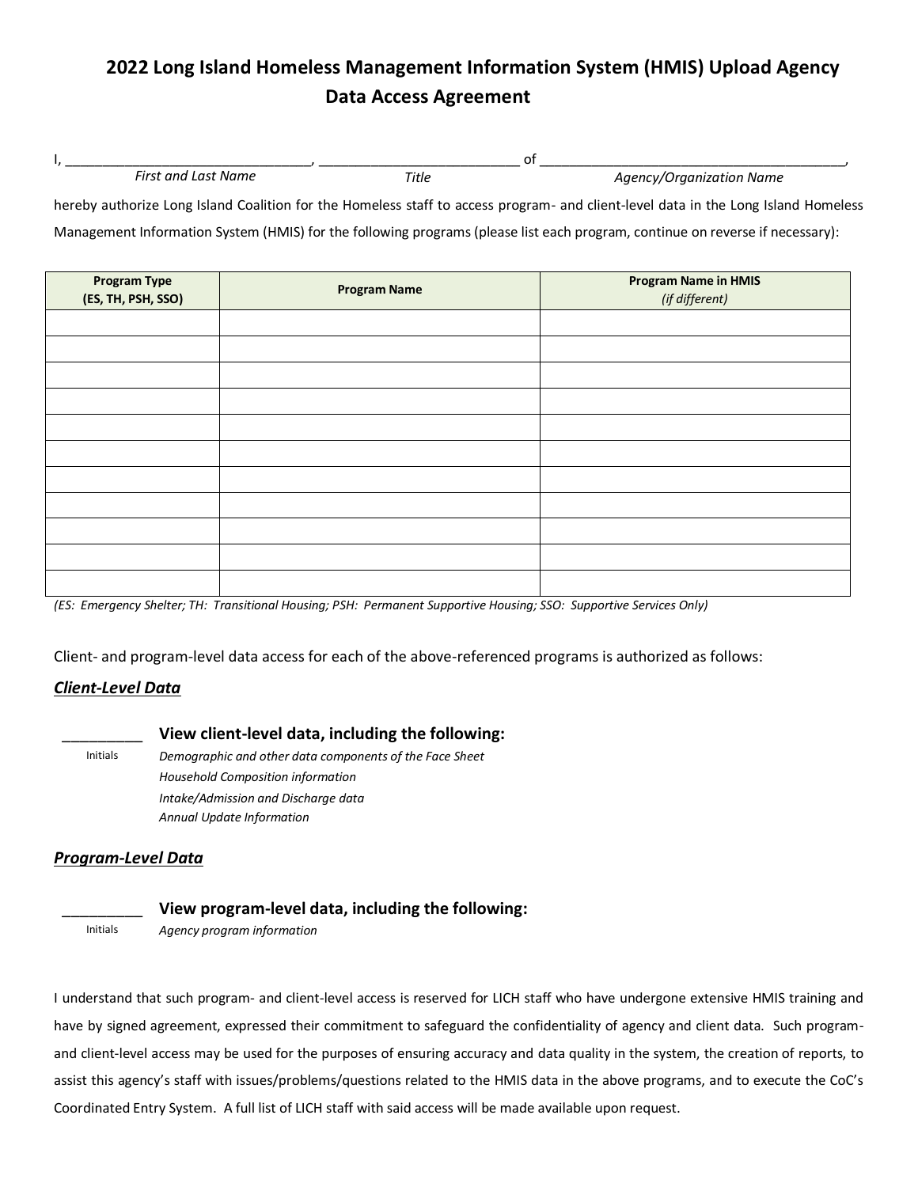# 2022 Long Island Homeless Management Information System (HMIS) Upload Agency Data Access Agreement

I, ________________________________, ___________________________ of _______________________________________,
*First and Last Name* *Title* *Agency/Organization Name*

hereby authorize Long Island Coalition for the Homeless staff to access program- and client-level data in the Long Island Homeless Management Information System (HMIS) for the following programs (please list each program, continue on reverse if necessary):

| Program Type (ES, TH, PSH, SSO) | Program Name | Program Name in HMIS *(if different)* |
|---|---|---|
| | | |
| | | |
| | | |
| | | |
| | | |
| | | |
| | | |
| | | |
| | | |
| | | |
| | | |

*(ES: Emergency Shelter; TH: Transitional Housing; PSH: Permanent Supportive Housing; SSO: Supportive Services Only)*

Client- and program-level data access for each of the above-referenced programs is authorized as follows:

***Client-Level Data***

_________
Initials

**View client-level data, including the following:**

*Demographic and other data components of the Face Sheet*
*Household Composition information*
*Intake/Admission and Discharge data*
*Annual Update Information*

***Program-Level Data***

_________
Initials

**View program-level data, including the following:**

*Agency program information*

I understand that such program- and client-level access is reserved for LICH staff who have undergone extensive HMIS training and have by signed agreement, expressed their commitment to safeguard the confidentiality of agency and client data. Such program- and client-level access may be used for the purposes of ensuring accuracy and data quality in the system, the creation of reports, to assist this agency's staff with issues/problems/questions related to the HMIS data in the above programs, and to execute the CoC's Coordinated Entry System. A full list of LICH staff with said access will be made available upon request.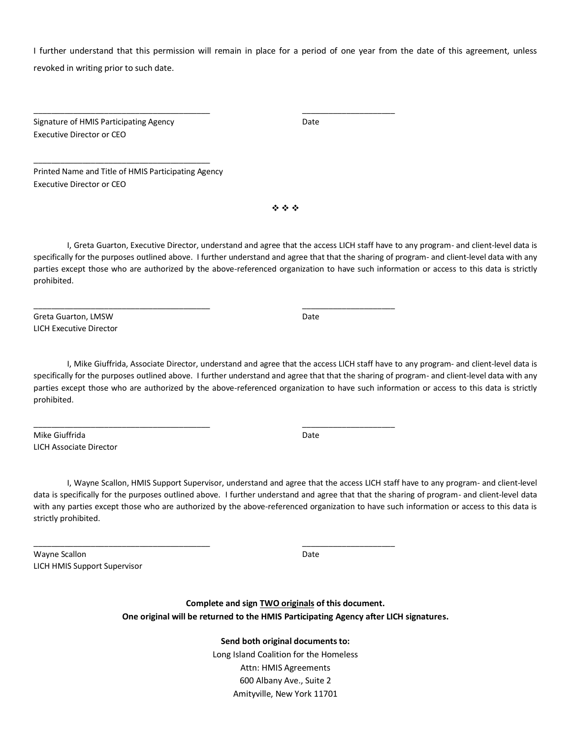I further understand that this permission will remain in place for a period of one year from the date of this agreement, unless revoked in writing prior to such date.

\_\_\_\_\_\_\_\_\_\_\_\_\_\_\_\_\_\_\_\_\_\_\_\_\_\_\_\_\_\_\_\_\_\_\_\_\_\_\_\_ \_\_\_\_\_\_\_\_\_\_\_\_\_\_\_\_\_\_\_\_\_\_

Signature of HMIS Participating Agency Executive Director or CEO    Date

\_\_\_\_\_\_\_\_\_\_\_\_\_\_\_\_\_\_\_\_\_\_\_\_\_\_\_\_\_\_\_\_\_\_\_\_\_\_\_\_

Printed Name and Title of HMIS Participating Agency Executive Director or CEO

❖ ❖ ❖

I, Greta Guarton, Executive Director, understand and agree that the access LICH staff have to any program- and client-level data is specifically for the purposes outlined above. I further understand and agree that that the sharing of program- and client-level data with any parties except those who are authorized by the above-referenced organization to have such information or access to this data is strictly prohibited.

\_\_\_\_\_\_\_\_\_\_\_\_\_\_\_\_\_\_\_\_\_\_\_\_\_\_\_\_\_\_\_\_\_\_\_\_\_\_\_\_ \_\_\_\_\_\_\_\_\_\_\_\_\_\_\_\_\_\_\_\_\_\_

Greta Guarton, LMSW    Date
LICH Executive Director

I, Mike Giuffrida, Associate Director, understand and agree that the access LICH staff have to any program- and client-level data is specifically for the purposes outlined above. I further understand and agree that that the sharing of program- and client-level data with any parties except those who are authorized by the above-referenced organization to have such information or access to this data is strictly prohibited.

\_\_\_\_\_\_\_\_\_\_\_\_\_\_\_\_\_\_\_\_\_\_\_\_\_\_\_\_\_\_\_\_\_\_\_\_\_\_\_\_ \_\_\_\_\_\_\_\_\_\_\_\_\_\_\_\_\_\_\_\_\_\_

Mike Giuffrida    Date
LICH Associate Director

I, Wayne Scallon, HMIS Support Supervisor, understand and agree that the access LICH staff have to any program- and client-level data is specifically for the purposes outlined above. I further understand and agree that that the sharing of program- and client-level data with any parties except those who are authorized by the above-referenced organization to have such information or access to this data is strictly prohibited.

\_\_\_\_\_\_\_\_\_\_\_\_\_\_\_\_\_\_\_\_\_\_\_\_\_\_\_\_\_\_\_\_\_\_\_\_\_\_\_\_ \_\_\_\_\_\_\_\_\_\_\_\_\_\_\_\_\_\_\_\_\_\_

Wayne Scallon    Date
LICH HMIS Support Supervisor

**Complete and sign TWO originals of this document.**
**One original will be returned to the HMIS Participating Agency after LICH signatures.**

**Send both original documents to:**

Long Island Coalition for the Homeless
Attn: HMIS Agreements
600 Albany Ave., Suite 2
Amityville, New York 11701